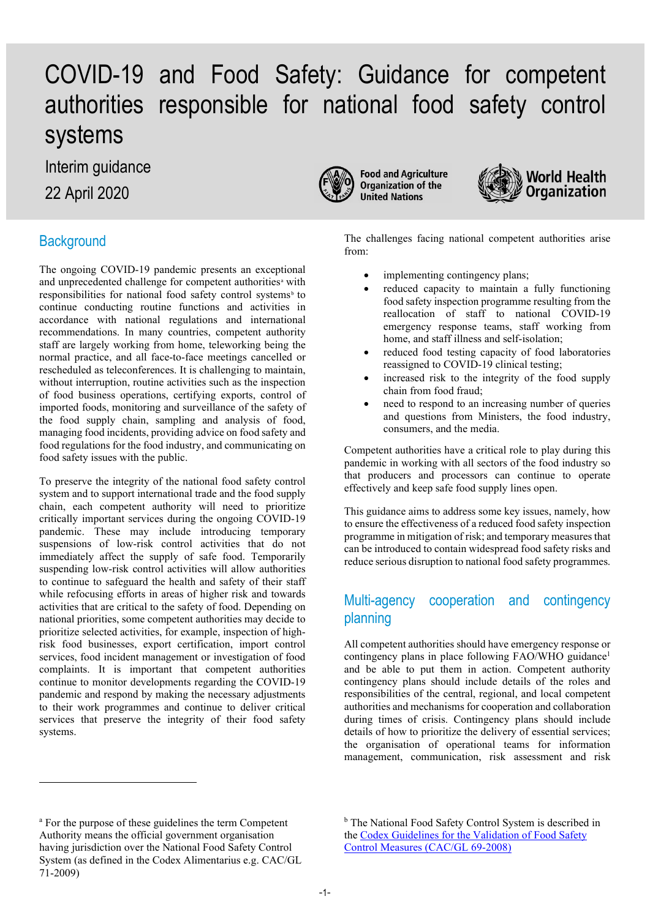# COVID-19 and Food Safety: Guidance for competent authorities responsible for national food safety control systems

Interim guidance

22 April 2020

Food and Agriculture Organization of the United Nations

World Health Organization

## Background

The ongoing COVID-19 pandemic presents an exceptional and unprecedented challenge for competent authorities[a] with responsibilities for national food safety control systems[b] to continue conducting routine functions and activities in accordance with national regulations and international recommendations. In many countries, competent authority staff are largely working from home, teleworking being the normal practice, and all face-to-face meetings cancelled or rescheduled as teleconferences. It is challenging to maintain, without interruption, routine activities such as the inspection of food business operations, certifying exports, control of imported foods, monitoring and surveillance of the safety of the food supply chain, sampling and analysis of food, managing food incidents, providing advice on food safety and food regulations for the food industry, and communicating on food safety issues with the public.

To preserve the integrity of the national food safety control system and to support international trade and the food supply chain, each competent authority will need to prioritize critically important services during the ongoing COVID-19 pandemic. These may include introducing temporary suspensions of low-risk control activities that do not immediately affect the supply of safe food. Temporarily suspending low-risk control activities will allow authorities to continue to safeguard the health and safety of their staff while refocusing efforts in areas of higher risk and towards activities that are critical to the safety of food. Depending on national priorities, some competent authorities may decide to prioritize selected activities, for example, inspection of high-risk food businesses, export certification, import control services, food incident management or investigation of food complaints. It is important that competent authorities continue to monitor developments regarding the COVID-19 pandemic and respond by making the necessary adjustments to their work programmes and continue to deliver critical services that preserve the integrity of their food safety systems.

The challenges facing national competent authorities arise from:

- implementing contingency plans;
- reduced capacity to maintain a fully functioning food safety inspection programme resulting from the reallocation of staff to national COVID-19 emergency response teams, staff working from home, and staff illness and self-isolation;
- reduced food testing capacity of food laboratories reassigned to COVID-19 clinical testing;
- increased risk to the integrity of the food supply chain from food fraud;
- need to respond to an increasing number of queries and questions from Ministers, the food industry, consumers, and the media.

Competent authorities have a critical role to play during this pandemic in working with all sectors of the food industry so that producers and processors can continue to operate effectively and keep safe food supply lines open.

This guidance aims to address some key issues, namely, how to ensure the effectiveness of a reduced food safety inspection programme in mitigation of risk; and temporary measures that can be introduced to contain widespread food safety risks and reduce serious disruption to national food safety programmes.

## Multi-agency cooperation and contingency planning

All competent authorities should have emergency response or contingency plans in place following FAO/WHO guidance[1] and be able to put them in action. Competent authority contingency plans should include details of the roles and responsibilities of the central, regional, and local competent authorities and mechanisms for cooperation and collaboration during times of crisis. Contingency plans should include details of how to prioritize the delivery of essential services; the organisation of operational teams for information management, communication, risk assessment and risk

---

[a] For the purpose of these guidelines the term Competent Authority means the official government organisation having jurisdiction over the National Food Safety Control System (as defined in the Codex Alimentarius e.g. CAC/GL 71-2009)

[b] The National Food Safety Control System is described in the [Codex Guidelines for the Validation of Food Safety Control Measures (CAC/GL 69-2008)]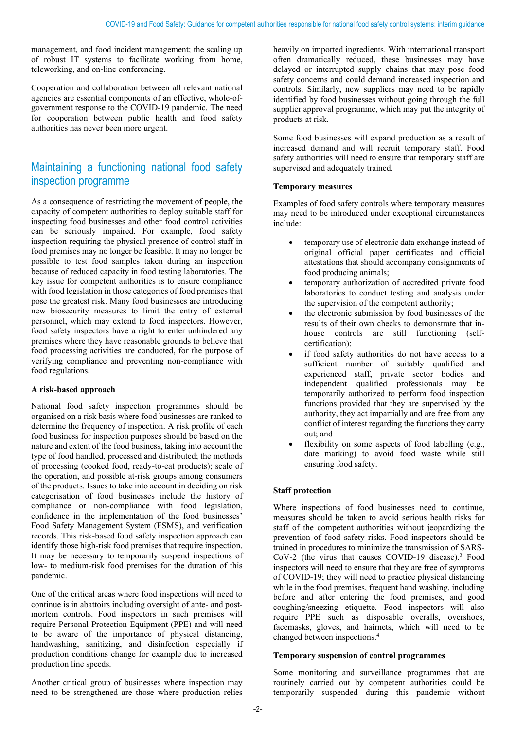management, and food incident management; the scaling up of robust IT systems to facilitate working from home, teleworking, and on-line conferencing.

Cooperation and collaboration between all relevant national agencies are essential components of an effective, whole-of-government response to the COVID-19 pandemic. The need for cooperation between public health and food safety authorities has never been more urgent.

## Maintaining a functioning national food safety inspection programme

As a consequence of restricting the movement of people, the capacity of competent authorities to deploy suitable staff for inspecting food businesses and other food control activities can be seriously impaired. For example, food safety inspection requiring the physical presence of control staff in food premises may no longer be feasible. It may no longer be possible to test food samples taken during an inspection because of reduced capacity in food testing laboratories. The key issue for competent authorities is to ensure compliance with food legislation in those categories of food premises that pose the greatest risk. Many food businesses are introducing new biosecurity measures to limit the entry of external personnel, which may extend to food inspectors. However, food safety inspectors have a right to enter unhindered any premises where they have reasonable grounds to believe that food processing activities are conducted, for the purpose of verifying compliance and preventing non-compliance with food regulations.

### A risk-based approach

National food safety inspection programmes should be organised on a risk basis where food businesses are ranked to determine the frequency of inspection. A risk profile of each food business for inspection purposes should be based on the nature and extent of the food business, taking into account the type of food handled, processed and distributed; the methods of processing (cooked food, ready-to-eat products); scale of the operation, and possible at-risk groups among consumers of the products. Issues to take into account in deciding on risk categorisation of food businesses include the history of compliance or non-compliance with food legislation, confidence in the implementation of the food businesses' Food Safety Management System (FSMS), and verification records. This risk-based food safety inspection approach can identify those high-risk food premises that require inspection. It may be necessary to temporarily suspend inspections of low- to medium-risk food premises for the duration of this pandemic.

One of the critical areas where food inspections will need to continue is in abattoirs including oversight of ante- and post-mortem controls. Food inspectors in such premises will require Personal Protection Equipment (PPE) and will need to be aware of the importance of physical distancing, handwashing, sanitizing, and disinfection especially if production conditions change for example due to increased production line speeds.

Another critical group of businesses where inspection may need to be strengthened are those where production relies heavily on imported ingredients. With international transport often dramatically reduced, these businesses may have delayed or interrupted supply chains that may pose food safety concerns and could demand increased inspection and controls. Similarly, new suppliers may need to be rapidly identified by food businesses without going through the full supplier approval programme, which may put the integrity of products at risk.

Some food businesses will expand production as a result of increased demand and will recruit temporary staff. Food safety authorities will need to ensure that temporary staff are supervised and adequately trained.

### Temporary measures

Examples of food safety controls where temporary measures may need to be introduced under exceptional circumstances include:

- temporary use of electronic data exchange instead of original official paper certificates and official attestations that should accompany consignments of food producing animals;
- temporary authorization of accredited private food laboratories to conduct testing and analysis under the supervision of the competent authority;
- the electronic submission by food businesses of the results of their own checks to demonstrate that in-house controls are still functioning (self-certification);
- if food safety authorities do not have access to a sufficient number of suitably qualified and experienced staff, private sector bodies and independent qualified professionals may be temporarily authorized to perform food inspection functions provided that they are supervised by the authority, they act impartially and are free from any conflict of interest regarding the functions they carry out; and
- flexibility on some aspects of food labelling (e.g., date marking) to avoid food waste while still ensuring food safety.

### Staff protection

Where inspections of food businesses need to continue, measures should be taken to avoid serious health risks for staff of the competent authorities without jeopardizing the prevention of food safety risks. Food inspectors should be trained in procedures to minimize the transmission of SARS-CoV-2 (the virus that causes COVID-19 disease).[3] Food inspectors will need to ensure that they are free of symptoms of COVID-19; they will need to practice physical distancing while in the food premises, frequent hand washing, including before and after entering the food premises, and good coughing/sneezing etiquette. Food inspectors will also require PPE such as disposable overalls, overshoes, facemasks, gloves, and hairnets, which will need to be changed between inspections.[4]

### Temporary suspension of control programmes

Some monitoring and surveillance programmes that are routinely carried out by competent authorities could be temporarily suspended during this pandemic without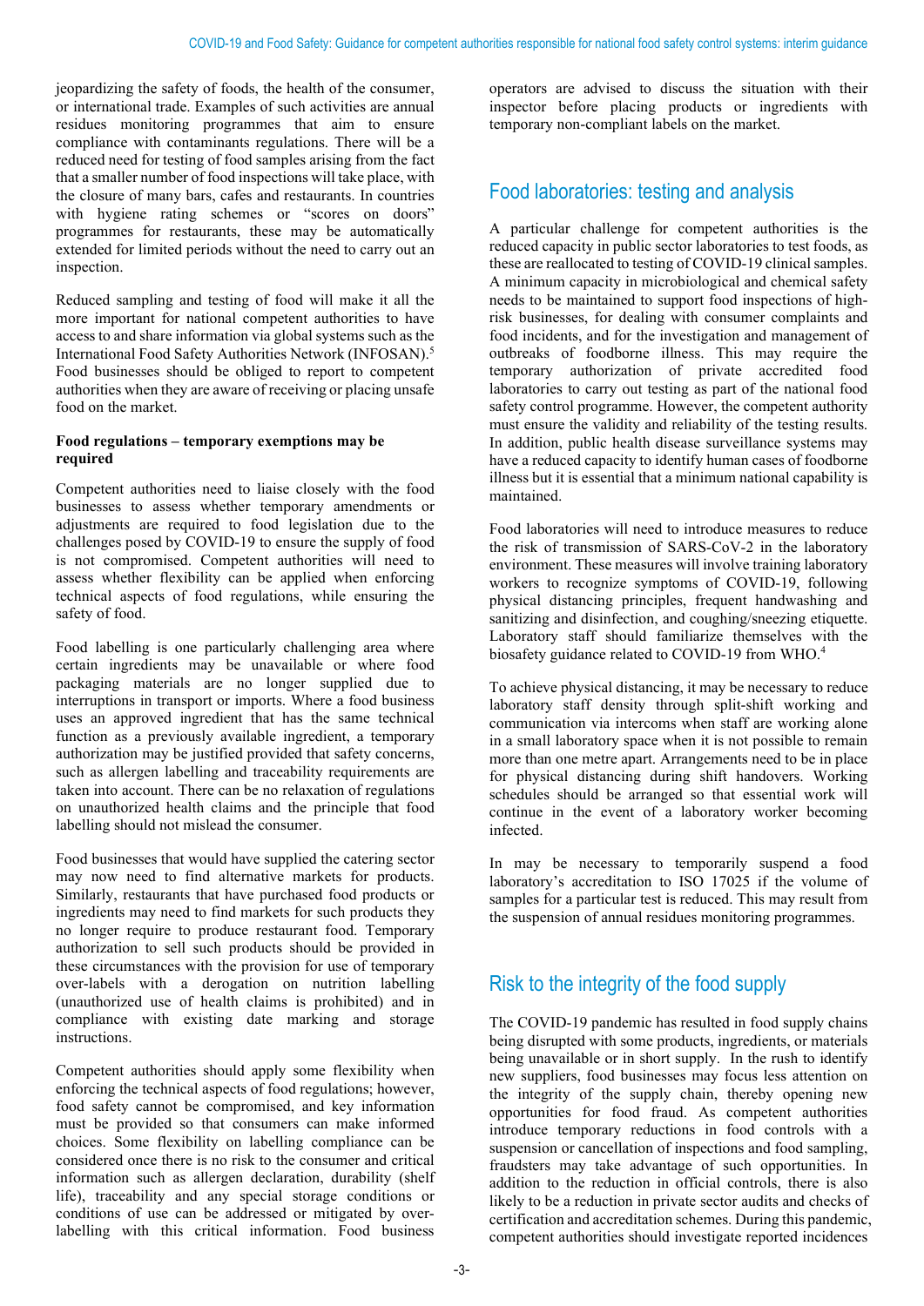jeopardizing the safety of foods, the health of the consumer, or international trade. Examples of such activities are annual residues monitoring programmes that aim to ensure compliance with contaminants regulations. There will be a reduced need for testing of food samples arising from the fact that a smaller number of food inspections will take place, with the closure of many bars, cafes and restaurants. In countries with hygiene rating schemes or "scores on doors" programmes for restaurants, these may be automatically extended for limited periods without the need to carry out an inspection.

Reduced sampling and testing of food will make it all the more important for national competent authorities to have access to and share information via global systems such as the International Food Safety Authorities Network (INFOSAN).[5] Food businesses should be obliged to report to competent authorities when they are aware of receiving or placing unsafe food on the market.

**Food regulations – temporary exemptions may be required**

Competent authorities need to liaise closely with the food businesses to assess whether temporary amendments or adjustments are required to food legislation due to the challenges posed by COVID-19 to ensure the supply of food is not compromised. Competent authorities will need to assess whether flexibility can be applied when enforcing technical aspects of food regulations, while ensuring the safety of food.

Food labelling is one particularly challenging area where certain ingredients may be unavailable or where food packaging materials are no longer supplied due to interruptions in transport or imports. Where a food business uses an approved ingredient that has the same technical function as a previously available ingredient, a temporary authorization may be justified provided that safety concerns, such as allergen labelling and traceability requirements are taken into account. There can be no relaxation of regulations on unauthorized health claims and the principle that food labelling should not mislead the consumer.

Food businesses that would have supplied the catering sector may now need to find alternative markets for products. Similarly, restaurants that have purchased food products or ingredients may need to find markets for such products they no longer require to produce restaurant food. Temporary authorization to sell such products should be provided in these circumstances with the provision for use of temporary over-labels with a derogation on nutrition labelling (unauthorized use of health claims is prohibited) and in compliance with existing date marking and storage instructions.

Competent authorities should apply some flexibility when enforcing the technical aspects of food regulations; however, food safety cannot be compromised, and key information must be provided so that consumers can make informed choices. Some flexibility on labelling compliance can be considered once there is no risk to the consumer and critical information such as allergen declaration, durability (shelf life), traceability and any special storage conditions or conditions of use can be addressed or mitigated by over-labelling with this critical information. Food business operators are advised to discuss the situation with their inspector before placing products or ingredients with temporary non-compliant labels on the market.

## Food laboratories: testing and analysis

A particular challenge for competent authorities is the reduced capacity in public sector laboratories to test foods, as these are reallocated to testing of COVID-19 clinical samples. A minimum capacity in microbiological and chemical safety needs to be maintained to support food inspections of high-risk businesses, for dealing with consumer complaints and food incidents, and for the investigation and management of outbreaks of foodborne illness. This may require the temporary authorization of private accredited food laboratories to carry out testing as part of the national food safety control programme. However, the competent authority must ensure the validity and reliability of the testing results. In addition, public health disease surveillance systems may have a reduced capacity to identify human cases of foodborne illness but it is essential that a minimum national capability is maintained.

Food laboratories will need to introduce measures to reduce the risk of transmission of SARS-CoV-2 in the laboratory environment. These measures will involve training laboratory workers to recognize symptoms of COVID-19, following physical distancing principles, frequent handwashing and sanitizing and disinfection, and coughing/sneezing etiquette. Laboratory staff should familiarize themselves with the biosafety guidance related to COVID-19 from WHO.[4]

To achieve physical distancing, it may be necessary to reduce laboratory staff density through split-shift working and communication via intercoms when staff are working alone in a small laboratory space when it is not possible to remain more than one metre apart. Arrangements need to be in place for physical distancing during shift handovers. Working schedules should be arranged so that essential work will continue in the event of a laboratory worker becoming infected.

In may be necessary to temporarily suspend a food laboratory's accreditation to ISO 17025 if the volume of samples for a particular test is reduced. This may result from the suspension of annual residues monitoring programmes.

## Risk to the integrity of the food supply

The COVID-19 pandemic has resulted in food supply chains being disrupted with some products, ingredients, or materials being unavailable or in short supply. In the rush to identify new suppliers, food businesses may focus less attention on the integrity of the supply chain, thereby opening new opportunities for food fraud. As competent authorities introduce temporary reductions in food controls with a suspension or cancellation of inspections and food sampling, fraudsters may take advantage of such opportunities. In addition to the reduction in official controls, there is also likely to be a reduction in private sector audits and checks of certification and accreditation schemes. During this pandemic, competent authorities should investigate reported incidences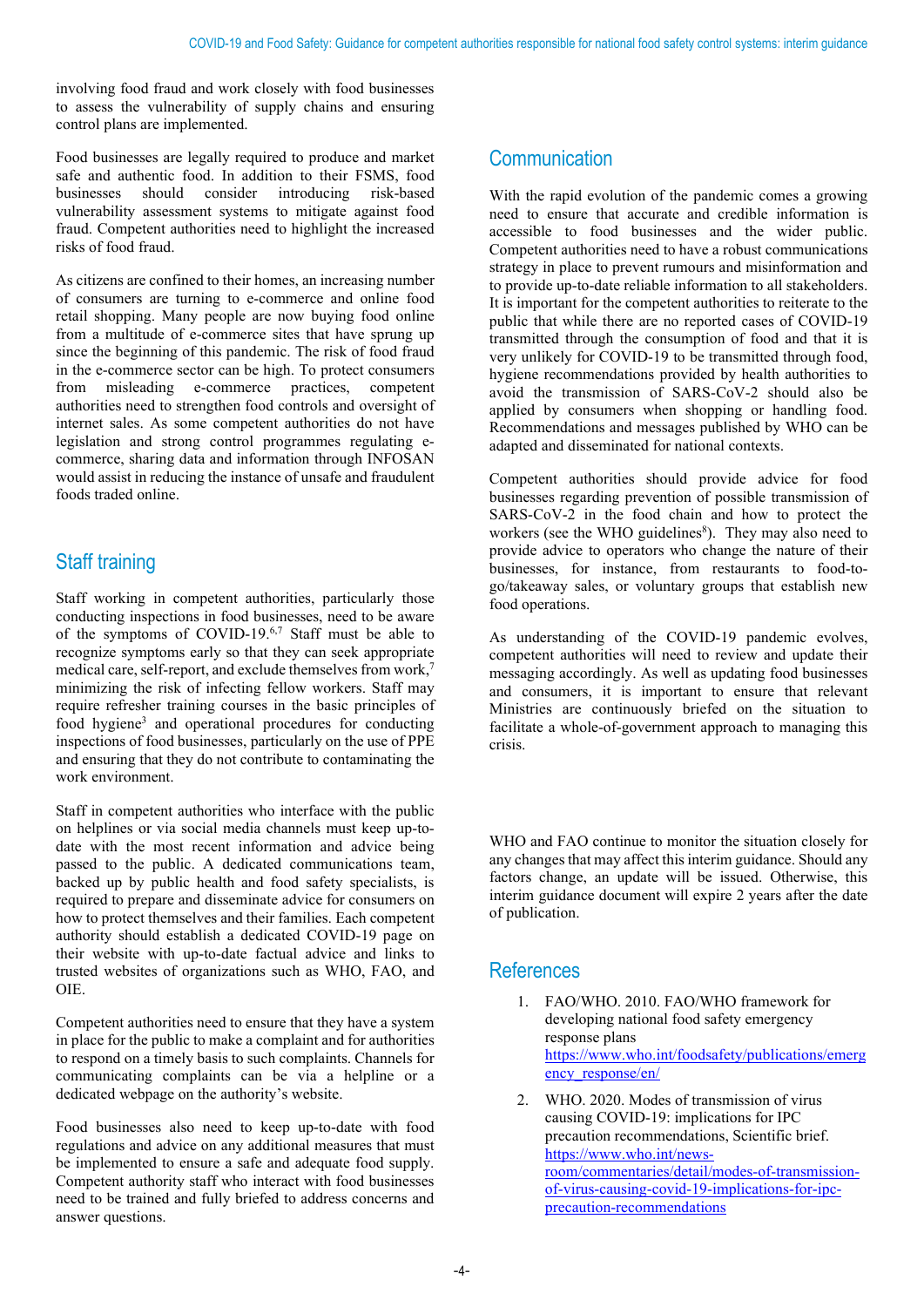involving food fraud and work closely with food businesses to assess the vulnerability of supply chains and ensuring control plans are implemented.

Food businesses are legally required to produce and market safe and authentic food. In addition to their FSMS, food businesses should consider introducing risk-based vulnerability assessment systems to mitigate against food fraud. Competent authorities need to highlight the increased risks of food fraud.

As citizens are confined to their homes, an increasing number of consumers are turning to e-commerce and online food retail shopping. Many people are now buying food online from a multitude of e-commerce sites that have sprung up since the beginning of this pandemic. The risk of food fraud in the e-commerce sector can be high. To protect consumers from misleading e-commerce practices, competent authorities need to strengthen food controls and oversight of internet sales. As some competent authorities do not have legislation and strong control programmes regulating e-commerce, sharing data and information through INFOSAN would assist in reducing the instance of unsafe and fraudulent foods traded online.

## Staff training

Staff working in competent authorities, particularly those conducting inspections in food businesses, need to be aware of the symptoms of COVID-19.[6,7] Staff must be able to recognize symptoms early so that they can seek appropriate medical care, self-report, and exclude themselves from work,[7] minimizing the risk of infecting fellow workers. Staff may require refresher training courses in the basic principles of food hygiene[3] and operational procedures for conducting inspections of food businesses, particularly on the use of PPE and ensuring that they do not contribute to contaminating the work environment.

Staff in competent authorities who interface with the public on helplines or via social media channels must keep up-to-date with the most recent information and advice being passed to the public. A dedicated communications team, backed up by public health and food safety specialists, is required to prepare and disseminate advice for consumers on how to protect themselves and their families. Each competent authority should establish a dedicated COVID-19 page on their website with up-to-date factual advice and links to trusted websites of organizations such as WHO, FAO, and OIE.

Competent authorities need to ensure that they have a system in place for the public to make a complaint and for authorities to respond on a timely basis to such complaints. Channels for communicating complaints can be via a helpline or a dedicated webpage on the authority's website.

Food businesses also need to keep up-to-date with food regulations and advice on any additional measures that must be implemented to ensure a safe and adequate food supply. Competent authority staff who interact with food businesses need to be trained and fully briefed to address concerns and answer questions.

## Communication

With the rapid evolution of the pandemic comes a growing need to ensure that accurate and credible information is accessible to food businesses and the wider public. Competent authorities need to have a robust communications strategy in place to prevent rumours and misinformation and to provide up-to-date reliable information to all stakeholders. It is important for the competent authorities to reiterate to the public that while there are no reported cases of COVID-19 transmitted through the consumption of food and that it is very unlikely for COVID-19 to be transmitted through food, hygiene recommendations provided by health authorities to avoid the transmission of SARS-CoV-2 should also be applied by consumers when shopping or handling food. Recommendations and messages published by WHO can be adapted and disseminated for national contexts.

Competent authorities should provide advice for food businesses regarding prevention of possible transmission of SARS-CoV-2 in the food chain and how to protect the workers (see the WHO guidelines[8]). They may also need to provide advice to operators who change the nature of their businesses, for instance, from restaurants to food-to-go/takeaway sales, or voluntary groups that establish new food operations.

As understanding of the COVID-19 pandemic evolves, competent authorities will need to review and update their messaging accordingly. As well as updating food businesses and consumers, it is important to ensure that relevant Ministries are continuously briefed on the situation to facilitate a whole-of-government approach to managing this crisis.

WHO and FAO continue to monitor the situation closely for any changes that may affect this interim guidance. Should any factors change, an update will be issued. Otherwise, this interim guidance document will expire 2 years after the date of publication.

## References

1. FAO/WHO. 2010. FAO/WHO framework for developing national food safety emergency response plans https://www.who.int/foodsafety/publications/emergency_response/en/
2. WHO. 2020. Modes of transmission of virus causing COVID-19: implications for IPC precaution recommendations, Scientific brief. https://www.who.int/news-room/commentaries/detail/modes-of-transmission-of-virus-causing-covid-19-implications-for-ipc-precaution-recommendations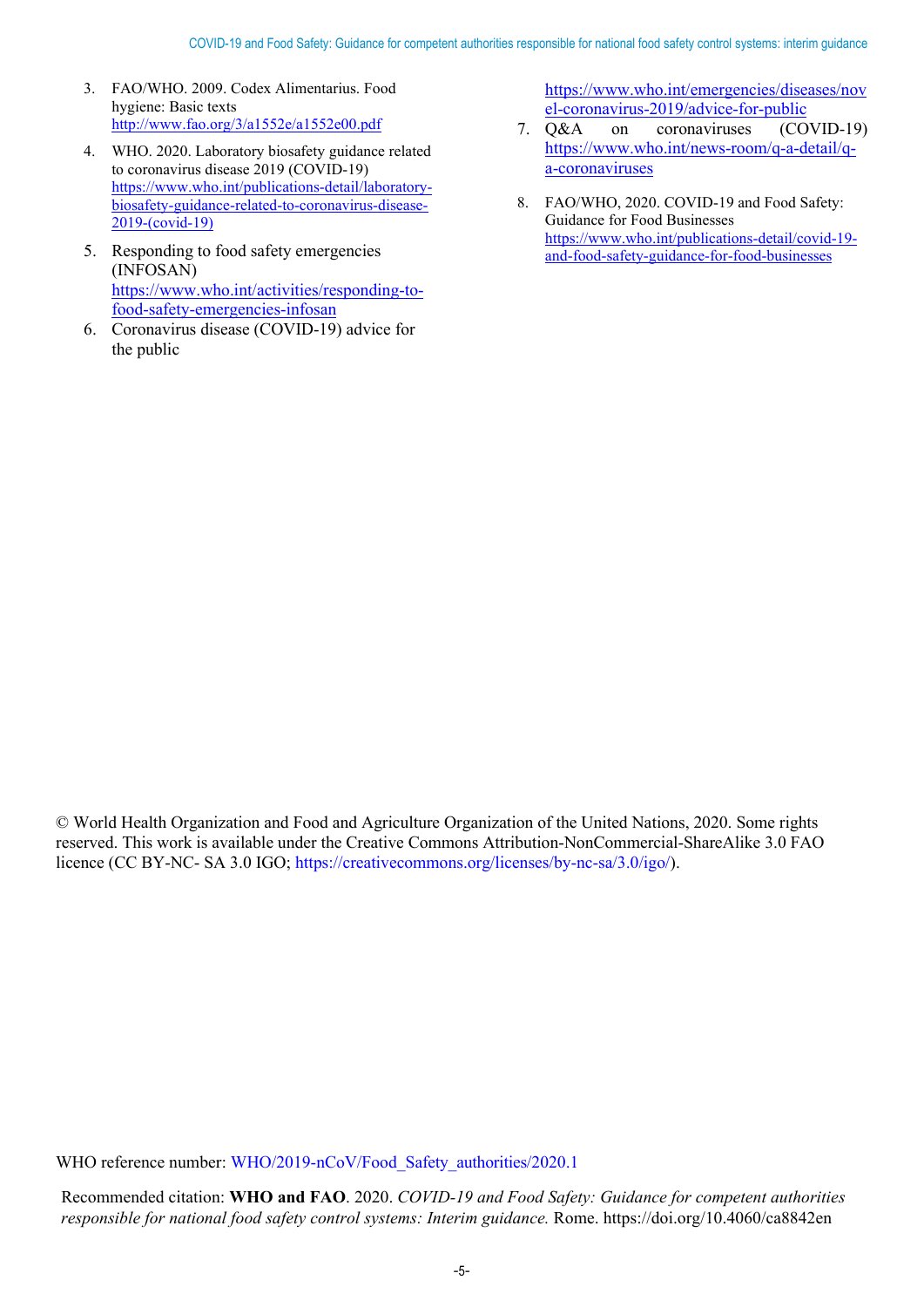3. FAO/WHO. 2009. Codex Alimentarius. Food hygiene: Basic texts http://www.fao.org/3/a1552e/a1552e00.pdf
4. WHO. 2020. Laboratory biosafety guidance related to coronavirus disease 2019 (COVID-19) https://www.who.int/publications-detail/laboratory-biosafety-guidance-related-to-coronavirus-disease-2019-(covid-19)
5. Responding to food safety emergencies (INFOSAN) https://www.who.int/activities/responding-to-food-safety-emergencies-infosan
6. Coronavirus disease (COVID-19) advice for the public https://www.who.int/emergencies/diseases/novel-coronavirus-2019/advice-for-public
7. Q&A on coronaviruses (COVID-19) https://www.who.int/news-room/q-a-detail/q-a-coronaviruses
8. FAO/WHO, 2020. COVID-19 and Food Safety: Guidance for Food Businesses https://www.who.int/publications-detail/covid-19-and-food-safety-guidance-for-food-businesses

© World Health Organization and Food and Agriculture Organization of the United Nations, 2020. Some rights reserved. This work is available under the Creative Commons Attribution-NonCommercial-ShareAlike 3.0 FAO licence (CC BY-NC- SA 3.0 IGO; https://creativecommons.org/licenses/by-nc-sa/3.0/igo/).

WHO reference number: WHO/2019-nCoV/Food_Safety_authorities/2020.1

Recommended citation: **WHO and FAO**. 2020. *COVID-19 and Food Safety: Guidance for competent authorities responsible for national food safety control systems: Interim guidance.* Rome. https://doi.org/10.4060/ca8842en